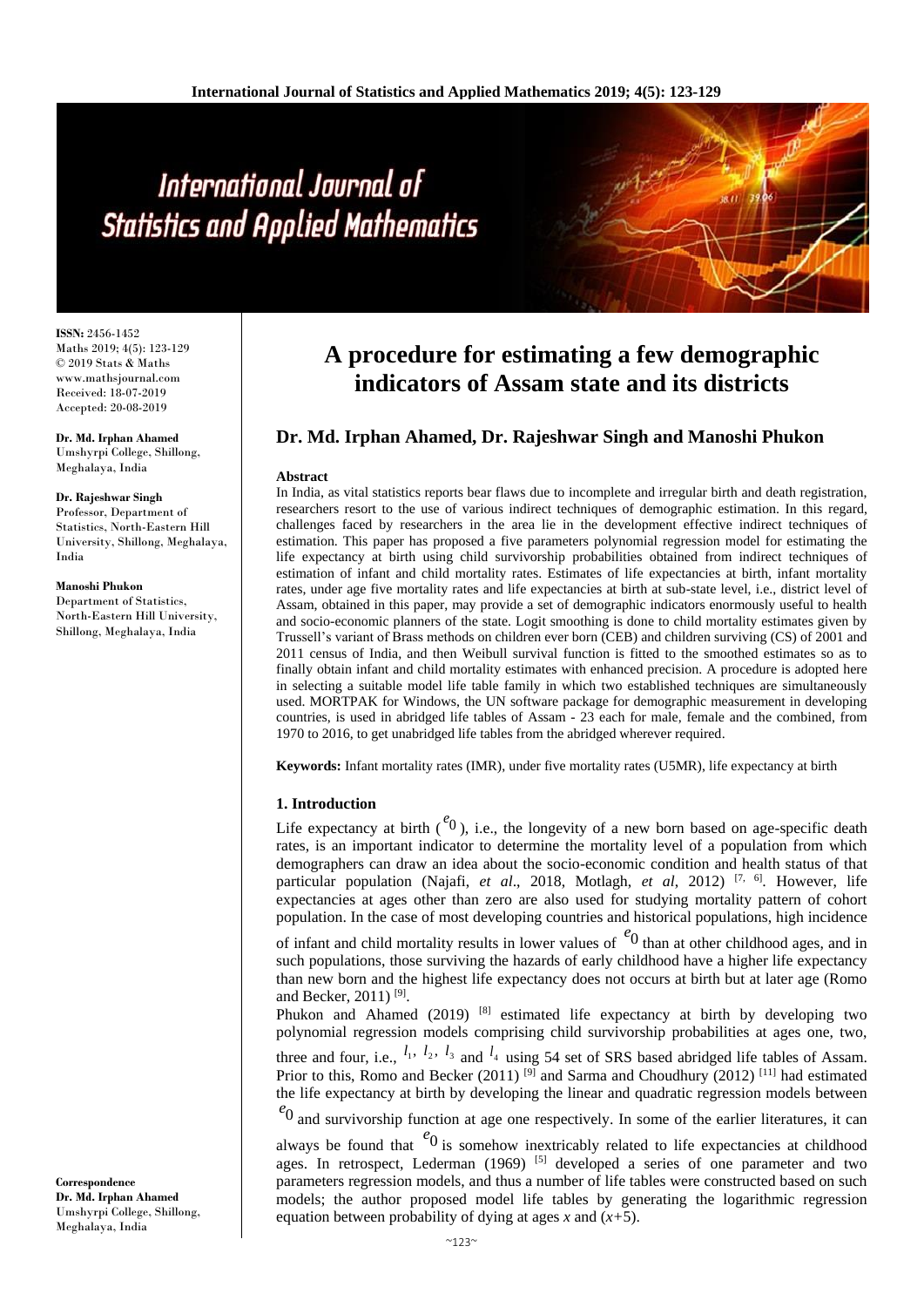# A procedure for estimating a few demographic indicators of Assam state and its districts

## Dr. Md. Irphan Ahamed, Dr. Rajeshwar Singh and Manoshi Phukon

**ISSN:** 2456-1452
Maths 2019; 4(5): 123-129
© 2019 Stats & Maths
www.mathsjournal.com
Received: 18-07-2019
Accepted: 20-08-2019

**Dr. Md. Irphan Ahamed**
Umshyrpi College, Shillong, Meghalaya, India

**Dr. Rajeshwar Singh**
Professor, Department of Statistics, North-Eastern Hill University, Shillong, Meghalaya, India

**Manoshi Phukon**
Department of Statistics, North-Eastern Hill University, Shillong, Meghalaya, India

**Correspondence**
**Dr. Md. Irphan Ahamed**
Umshyrpi College, Shillong, Meghalaya, India

### Abstract

In India, as vital statistics reports bear flaws due to incomplete and irregular birth and death registration, researchers resort to the use of various indirect techniques of demographic estimation. In this regard, challenges faced by researchers in the area lie in the development effective indirect techniques of estimation. This paper has proposed a five parameters polynomial regression model for estimating the life expectancy at birth using child survivorship probabilities obtained from indirect techniques of estimation of infant and child mortality rates. Estimates of life expectancies at birth, infant mortality rates, under age five mortality rates and life expectancies at birth at sub-state level, i.e., district level of Assam, obtained in this paper, may provide a set of demographic indicators enormously useful to health and socio-economic planners of the state. Logit smoothing is done to child mortality estimates given by Trussell's variant of Brass methods on children ever born (CEB) and children surviving (CS) of 2001 and 2011 census of India, and then Weibull survival function is fitted to the smoothed estimates so as to finally obtain infant and child mortality estimates with enhanced precision. A procedure is adopted here in selecting a suitable model life table family in which two established techniques are simultaneously used. MORTPAK for Windows, the UN software package for demographic measurement in developing countries, is used in abridged life tables of Assam - 23 each for male, female and the combined, from 1970 to 2016, to get unabridged life tables from the abridged wherever required.

**Keywords:** Infant mortality rates (IMR), under five mortality rates (U5MR), life expectancy at birth

### 1. Introduction

Life expectancy at birth ($e_0$), i.e., the longevity of a new born based on age-specific death rates, is an important indicator to determine the mortality level of a population from which demographers can draw an idea about the socio-economic condition and health status of that particular population (Najafi, *et al*., 2018, Motlagh, *et al*, 2012) [7, 6]. However, life expectancies at ages other than zero are also used for studying mortality pattern of cohort population. In the case of most developing countries and historical populations, high incidence of infant and child mortality results in lower values of $e_0$ than at other childhood ages, and in such populations, those surviving the hazards of early childhood have a higher life expectancy than new born and the highest life expectancy does not occurs at birth but at later age (Romo and Becker, 2011) [9].

Phukon and Ahamed (2019) [8] estimated life expectancy at birth by developing two polynomial regression models comprising child survivorship probabilities at ages one, two, three and four, i.e., $l_1$, $l_2$, $l_3$ and $l_4$ using 54 set of SRS based abridged life tables of Assam. Prior to this, Romo and Becker (2011) [9] and Sarma and Choudhury (2012) [11] had estimated the life expectancy at birth by developing the linear and quadratic regression models between $e_0$ and survivorship function at age one respectively. In some of the earlier literatures, it can always be found that $e_0$ is somehow inextricably related to life expectancies at childhood ages. In retrospect, Lederman (1969) [5] developed a series of one parameter and two parameters regression models, and thus a number of life tables were constructed based on such models; the author proposed model life tables by generating the logarithmic regression equation between probability of dying at ages *x* and (*x*+5).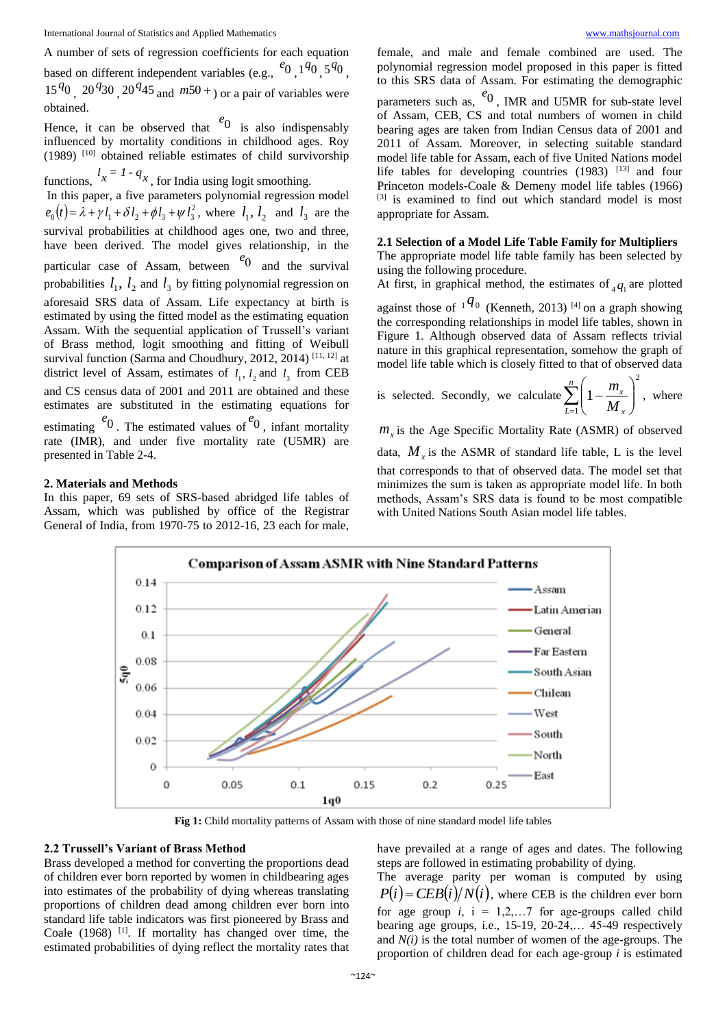A number of sets of regression coefficients for each equation based on different independent variables (e.g., $e_0$, ${}_1q_0$, ${}_5q_0$, ${}_{15}q_0$, ${}_{20}q_{30}$, ${}_{20}q_{45}$ and $m50+$) or a pair of variables were obtained.

Hence, it can be observed that $e_0$ is also indispensably influenced by mortality conditions in childhood ages. Roy (1989) [10] obtained reliable estimates of child survivorship functions, $l_x = 1 - q_x$, for India using logit smoothing.

In this paper, a five parameters polynomial regression model $e_0(t) = \lambda + \gamma l_1 + \delta l_2 + \phi l_3 + \psi l_3^2$, where $l_1$, $l_2$ and $l_3$ are the survival probabilities at childhood ages one, two and three, have been derived. The model gives relationship, in the particular case of Assam, between $e_0$ and the survival probabilities $l_1$, $l_2$ and $l_3$ by fitting polynomial regression on aforesaid SRS data of Assam. Life expectancy at birth is estimated by using the fitted model as the estimating equation Assam. With the sequential application of Trussell's variant of Brass method, logit smoothing and fitting of Weibull survival function (Sarma and Choudhury, 2012, 2014) [11, 12] at district level of Assam, estimates of $l_1$, $l_2$ and $l_3$ from CEB and CS census data of 2001 and 2011 are obtained and these estimates are substituted in the estimating equations for estimating $e_0$. The estimated values of $e_0$, infant mortality rate (IMR), and under five mortality rate (U5MR) are presented in Table 2-4.

## 2. Materials and Methods

In this paper, 69 sets of SRS-based abridged life tables of Assam, which was published by office of the Registrar General of India, from 1970-75 to 2012-16, 23 each for male, female, and male and female combined are used. The polynomial regression model proposed in this paper is fitted to this SRS data of Assam. For estimating the demographic parameters such as, $e_0$, IMR and U5MR for sub-state level of Assam, CEB, CS and total numbers of women in child bearing ages are taken from Indian Census data of 2001 and 2011 of Assam. Moreover, in selecting suitable standard model life table for Assam, each of five United Nations model life tables for developing countries (1983) [13] and four Princeton models-Coale & Demeny model life tables (1966) [3] is examined to find out which standard model is most appropriate for Assam.

### 2.1 Selection of a Model Life Table Family for Multipliers

The appropriate model life table family has been selected by using the following procedure.

At first, in graphical method, the estimates of ${}_4q_1$ are plotted against those of ${}_1q_0$ (Kenneth, 2013) [4] on a graph showing the corresponding relationships in model life tables, shown in Figure 1. Although observed data of Assam reflects trivial nature in this graphical representation, somehow the graph of model life table which is closely fitted to that of observed data is selected. Secondly, we calculate $\sum_{L=1}^{n}\left(1-\frac{m_x}{M_x}\right)^2$, where $m_x$ is the Age Specific Mortality Rate (ASMR) of observed data, $M_x$ is the ASMR of standard life table, L is the level that corresponds to that of observed data. The model set that minimizes the sum is taken as appropriate model life. In both methods, Assam's SRS data is found to be most compatible with United Nations South Asian model life tables.

**Fig 1:** Child mortality patterns of Assam with those of nine standard model life tables

### 2.2 Trussell's Variant of Brass Method

Brass developed a method for converting the proportions dead of children ever born reported by women in childbearing ages into estimates of the probability of dying whereas translating proportions of children dead among children ever born into standard life table indicators was first pioneered by Brass and Coale (1968) [1]. If mortality has changed over time, the estimated probabilities of dying reflect the mortality rates that have prevailed at a range of ages and dates. The following steps are followed in estimating probability of dying.

The average parity per woman is computed by using $P(i) = CEB(i)/N(i)$, where CEB is the children ever born for age group $i$, i = 1,2,…7 for age-groups called child bearing age groups, i.e., 15-19, 20-24,… 45-49 respectively and $N(i)$ is the total number of women of the age-groups. The proportion of children dead for each age-group $i$ is estimated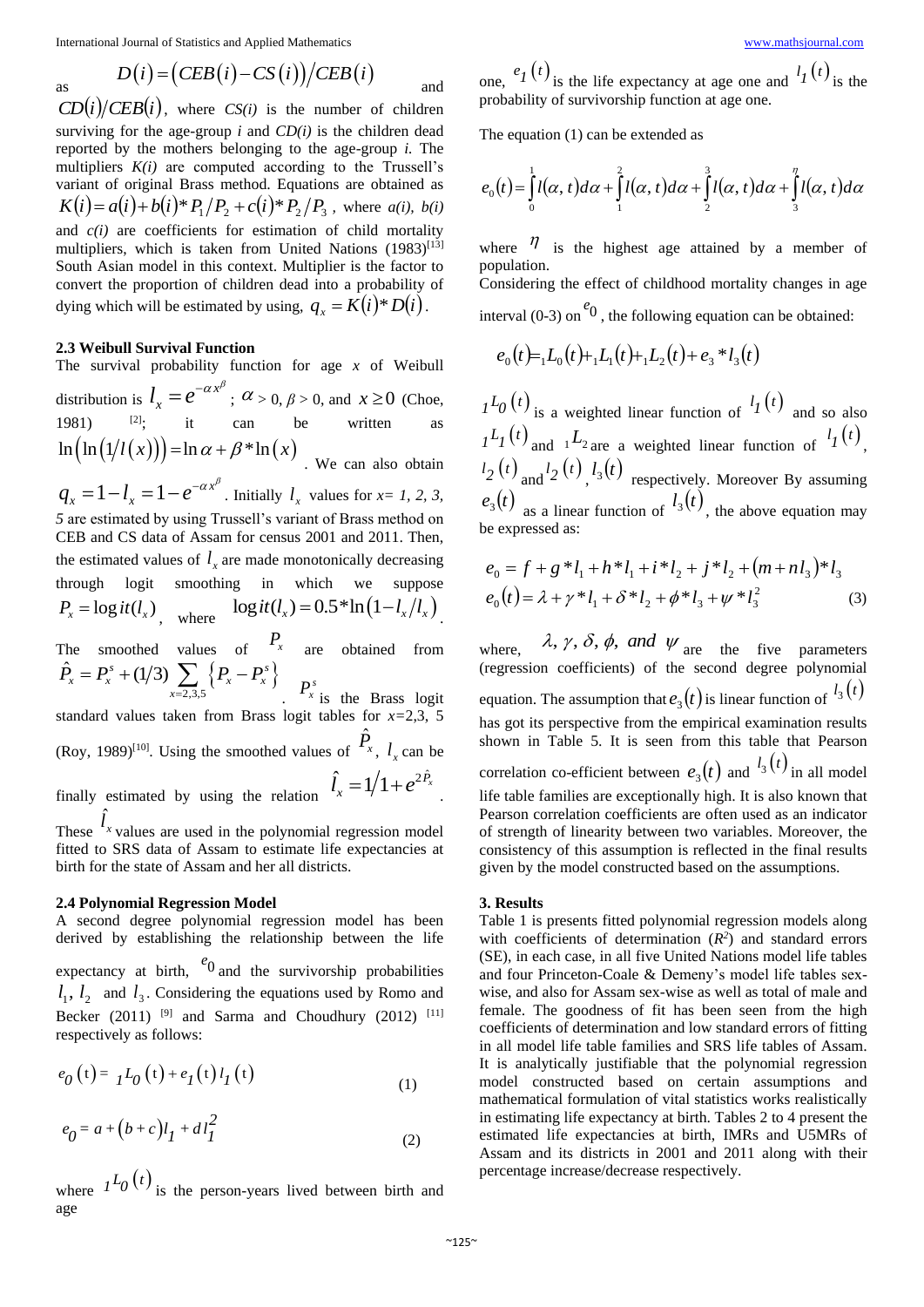as $D(i) = \left(CEB(i) - CS(i)\right) / CEB(i)$ and $CD(i)/CEB(i)$, where *CS(i)* is the number of children surviving for the age-group *i* and *CD(i)* is the children dead reported by the mothers belonging to the age-group *i.* The multipliers *K(i)* are computed according to the Trussell's variant of original Brass method. Equations are obtained as $K(i) = a(i) + b(i)*P_1/P_2 + c(i)*P_2/P_3$, where *a(i), b(i)* and *c(i)* are coefficients for estimation of child mortality multipliers, which is taken from United Nations (1983)[13] South Asian model in this context. Multiplier is the factor to convert the proportion of children dead into a probability of dying which will be estimated by using, $q_x = K(i)*D(i)$.

### 2.3 Weibull Survival Function

The survival probability function for age *x* of Weibull distribution is $l_x = e^{-\alpha x^{\beta}}$; $\alpha > 0$, $\beta > 0$, and $x \geq 0$ (Choe, 1981) [2]; it can be written as $\ln\left(\ln\left(1/l(x)\right)\right) = \ln\alpha + \beta*\ln(x)$. We can also obtain $q_x = 1 - l_x = 1 - e^{-\alpha x^{\beta}}$. Initially $l_x$ values for *x= 1, 2, 3, 5* are estimated by using Trussell's variant of Brass method on CEB and CS data of Assam for census 2001 and 2011. Then, the estimated values of $l_x$ are made monotonically decreasing through logit smoothing in which we suppose $P_x = \operatorname{logit}(l_x)$, where $\operatorname{logit}(l_x) = 0.5*\ln\left(1 - l_x/l_x\right)$.

The smoothed values of $P_x$ are obtained from $\hat{P}_x = P_x^s + (1/3)\sum_{x=2,3,5}\left\{P_x - P_x^s\right\}$. $P_x^s$ is the Brass logit standard values taken from Brass logit tables for *x*=2,3, 5 (Roy, 1989)[10]. Using the smoothed values of $\hat{P}_x$, $l_x$ can be finally estimated by using the relation $\hat{l}_x = 1/1 + e^{2\hat{P}_x}$.

These $\hat{l}_x$ values are used in the polynomial regression model fitted to SRS data of Assam to estimate life expectancies at birth for the state of Assam and her all districts.

### 2.4 Polynomial Regression Model

A second degree polynomial regression model has been derived by establishing the relationship between the life expectancy at birth, $e_0$ and the survivorship probabilities $l_1$, $l_2$ and $l_3$. Considering the equations used by Romo and Becker (2011) [9] and Sarma and Choudhury (2012) [11] respectively as follows:

$$e_0(t) = {}_1L_0(t) + e_1(t)\, l_1(t) \tag{1}$$

$$e_0 = a + (b + c)\, l_1 + d\, l_1^2 \tag{2}$$

where ${}_1L_0(t)$ is the person-years lived between birth and age one, $e_1(t)$ is the life expectancy at age one and $l_1(t)$ is the probability of survivorship function at age one.

The equation (1) can be extended as

$$e_0(t) = \int_0^1 l(\alpha, t)\,d\alpha + \int_1^2 l(\alpha, t)\,d\alpha + \int_2^3 l(\alpha, t)\,d\alpha + \int_3^{\eta} l(\alpha, t)\,d\alpha$$

where $\eta$ is the highest age attained by a member of population.

Considering the effect of childhood mortality changes in age interval (0-3) on $e_0$, the following equation can be obtained:

$$e_0(t) = {}_1L_0(t) + {}_1L_1(t) + {}_1L_2(t) + e_3 * l_3(t)$$

${}_1L_0(t)$ is a weighted linear function of $l_1(t)$ and so also ${}_1L_1(t)$ and ${}_1L_2$ are a weighted linear function of $l_1(t)$, $l_2(t)$ and $l_2(t)$, $l_3(t)$ respectively. Moreover By assuming $e_3(t)$ as a linear function of $l_3(t)$, the above equation may be expressed as:

$$\begin{aligned} e_0 &= f + g*l_1 + h*l_1 + i*l_2 + j*l_2 + (m + n\,l_3)*l_3 \\ e_0(t) &= \lambda + \gamma*l_1 + \delta*l_2 + \phi*l_3 + \psi*l_3^2 \end{aligned} \tag{3}$$

where, $\lambda, \gamma, \delta, \phi,$ and $\psi$ are the five parameters (regression coefficients) of the second degree polynomial equation. The assumption that $e_3(t)$ is linear function of $l_3(t)$ has got its perspective from the empirical examination results shown in Table 5. It is seen from this table that Pearson correlation co-efficient between $e_3(t)$ and $l_3(t)$ in all model life table families are exceptionally high. It is also known that Pearson correlation coefficients are often used as an indicator of strength of linearity between two variables. Moreover, the consistency of this assumption is reflected in the final results given by the model constructed based on the assumptions.

## 3. Results

Table 1 is presents fitted polynomial regression models along with coefficients of determination ($R^2$) and standard errors (SE), in each case, in all five United Nations model life tables and four Princeton-Coale & Demeny's model life tables sex-wise, and also for Assam sex-wise as well as total of male and female. The goodness of fit has been seen from the high coefficients of determination and low standard errors of fitting in all model life table families and SRS life tables of Assam. It is analytically justifiable that the polynomial regression model constructed based on certain assumptions and mathematical formulation of vital statistics works realistically in estimating life expectancy at birth. Tables 2 to 4 present the estimated life expectancies at birth, IMRs and U5MRs of Assam and its districts in 2001 and 2011 along with their percentage increase/decrease respectively.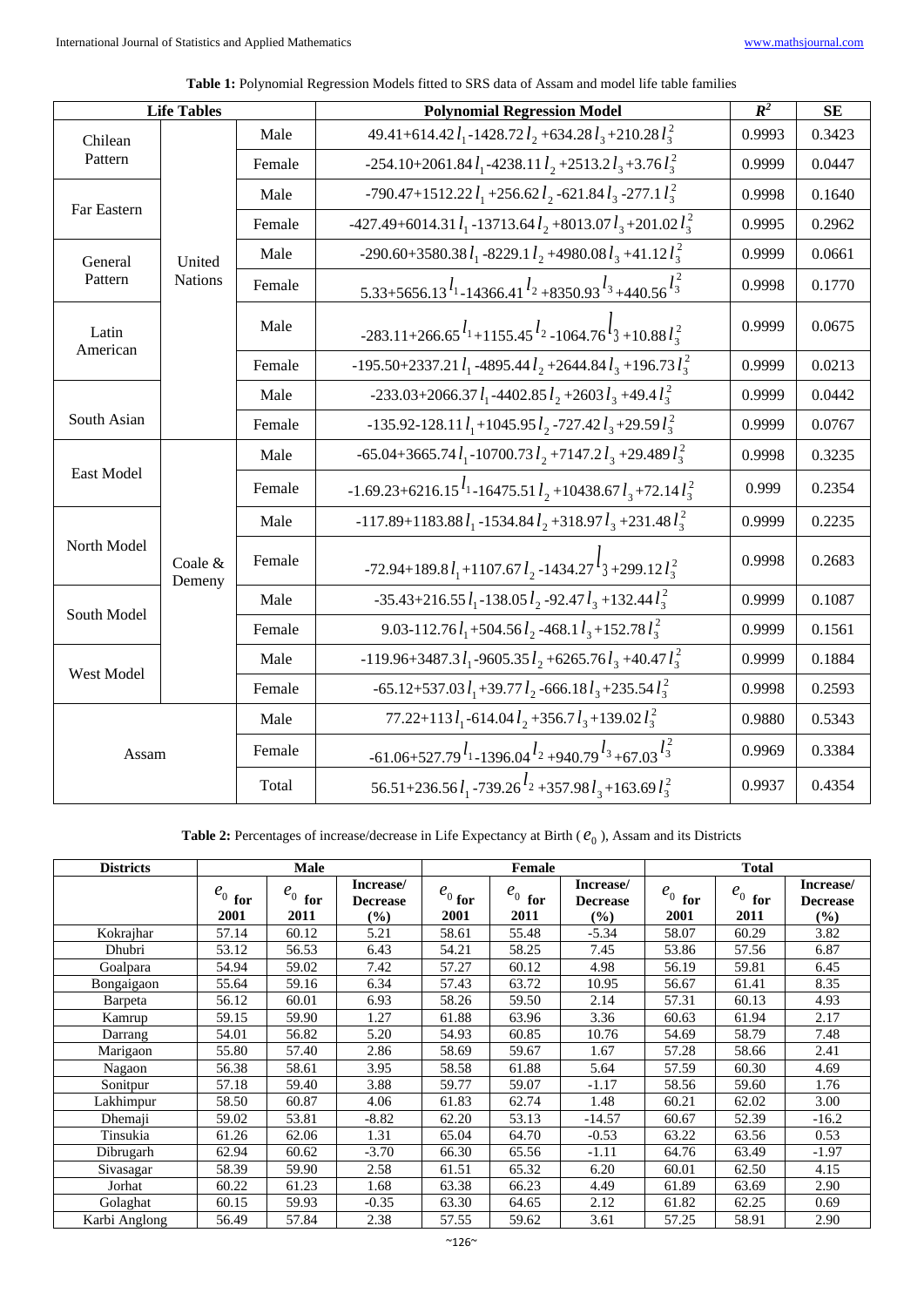**Table 1:** Polynomial Regression Models fitted to SRS data of Assam and model life table families

| Life Tables | | | Polynomial Regression Model | $R^2$ | SE |
|---|---|---|---|---|---|
| Chilean Pattern | United Nations | Male | $49.41+614.42l_1-1428.72l_2+634.28l_3+210.28l_3^2$ | 0.9993 | 0.3423 |
| | | Female | $-254.10+2061.84l_1-4238.11l_2+2513.2l_3+3.76l_3^2$ | 0.9999 | 0.0447 |
| Far Eastern | | Male | $-790.47+1512.22l_1+256.62l_2-621.84l_3-277.1l_3^2$ | 0.9998 | 0.1640 |
| | | Female | $-427.49+6014.31l_1-13713.64l_2+8013.07l_3+201.02l_3^2$ | 0.9995 | 0.2962 |
| General Pattern | | Male | $-290.60+3580.38l_1-8229.1l_2+4980.08l_3+41.12l_3^2$ | 0.9999 | 0.0661 |
| | | Female | $5.33+5656.13l_1-14366.41l_2+8350.93l_3+440.56l_3^2$ | 0.9998 | 0.1770 |
| Latin American | | Male | $-283.11+266.65l_1+1155.45l_2-1064.76l_3+10.88l_3^2$ | 0.9999 | 0.0675 |
| | | Female | $-195.50+2337.21l_1-4895.44l_2+2644.84l_3+196.73l_3^2$ | 0.9999 | 0.0213 |
| South Asian | | Male | $-233.03+2066.37l_1-4402.85l_2+2603l_3+49.4l_3^2$ | 0.9999 | 0.0442 |
| | | Female | $-135.92-128.11l_1+1045.95l_2-727.42l_3+29.59l_3^2$ | 0.9999 | 0.0767 |
| East Model | Coale & Demeny | Male | $-65.04+3665.74l_1-10700.73l_2+7147.2l_3+29.489l_3^2$ | 0.9998 | 0.3235 |
| | | Female | $-1.69.23+6216.15l_1-16475.51l_2+10438.67l_3+72.14l_3^2$ | 0.999 | 0.2354 |
| North Model | | Male | $-117.89+1183.88l_1-1534.84l_2+318.97l_3+231.48l_3^2$ | 0.9999 | 0.2235 |
| | | Female | $-72.94+189.8l_1+1107.67l_2-1434.27l_3+299.12l_3^2$ | 0.9998 | 0.2683 |
| South Model | | Male | $-35.43+216.55l_1-138.05l_2-92.47l_3+132.44l_3^2$ | 0.9999 | 0.1087 |
| | | Female | $9.03-112.76l_1+504.56l_2-468.1l_3+152.78l_3^2$ | 0.9999 | 0.1561 |
| West Model | | Male | $-119.96+3487.3l_1-9605.35l_2+6265.76l_3+40.47l_3^2$ | 0.9999 | 0.1884 |
| | | Female | $-65.12+537.03l_1+39.77l_2-666.18l_3+235.54l_3^2$ | 0.9998 | 0.2593 |
| Assam | | Male | $77.22+113l_1-614.04l_2+356.7l_3+139.02l_3^2$ | 0.9880 | 0.5343 |
| | | Female | $-61.06+527.79l_1-1396.04l_2+940.79l_3+67.03l_3^2$ | 0.9969 | 0.3384 |
| | | Total | $56.51+236.56l_1-739.26l_2+357.98l_3+163.69l_3^2$ | 0.9937 | 0.4354 |

**Table 2:** Percentages of increase/decrease in Life Expectancy at Birth ($e_0$), Assam and its Districts

| Districts | Male | | | Female | | | Total | | |
|---|---|---|---|---|---|---|---|---|---|
| | $e_0$ for 2001 | $e_0$ for 2011 | Increase/ Decrease (%) | $e_0$ for 2001 | $e_0$ for 2011 | Increase/ Decrease (%) | $e_0$ for 2001 | $e_0$ for 2011 | Increase/ Decrease (%) |
| Kokrajhar | 57.14 | 60.12 | 5.21 | 58.61 | 55.48 | -5.34 | 58.07 | 60.29 | 3.82 |
| Dhubri | 53.12 | 56.53 | 6.43 | 54.21 | 58.25 | 7.45 | 53.86 | 57.56 | 6.87 |
| Goalpara | 54.94 | 59.02 | 7.42 | 57.27 | 60.12 | 4.98 | 56.19 | 59.81 | 6.45 |
| Bongaigaon | 55.64 | 59.16 | 6.34 | 57.43 | 63.72 | 10.95 | 56.67 | 61.41 | 8.35 |
| Barpeta | 56.12 | 60.01 | 6.93 | 58.26 | 59.50 | 2.14 | 57.31 | 60.13 | 4.93 |
| Kamrup | 59.15 | 59.90 | 1.27 | 61.88 | 63.96 | 3.36 | 60.63 | 61.94 | 2.17 |
| Darrang | 54.01 | 56.82 | 5.20 | 54.93 | 60.85 | 10.76 | 54.69 | 58.79 | 7.48 |
| Marigaon | 55.80 | 57.40 | 2.86 | 58.69 | 59.67 | 1.67 | 57.28 | 58.66 | 2.41 |
| Nagaon | 56.38 | 58.61 | 3.95 | 58.58 | 61.88 | 5.64 | 57.59 | 60.30 | 4.69 |
| Sonitpur | 57.18 | 59.40 | 3.88 | 59.77 | 59.07 | -1.17 | 58.56 | 59.60 | 1.76 |
| Lakhimpur | 58.50 | 60.87 | 4.06 | 61.83 | 62.74 | 1.48 | 60.21 | 62.02 | 3.00 |
| Dhemaji | 59.02 | 53.81 | -8.82 | 62.20 | 53.13 | -14.57 | 60.67 | 52.39 | -16.2 |
| Tinsukia | 61.26 | 62.06 | 1.31 | 65.04 | 64.70 | -0.53 | 63.22 | 63.56 | 0.53 |
| Dibrugarh | 62.94 | 60.62 | -3.70 | 66.30 | 65.56 | -1.11 | 64.76 | 63.49 | -1.97 |
| Sivasagar | 58.39 | 59.90 | 2.58 | 61.51 | 65.32 | 6.20 | 60.01 | 62.50 | 4.15 |
| Jorhat | 60.22 | 61.23 | 1.68 | 63.38 | 66.23 | 4.49 | 61.89 | 63.69 | 2.90 |
| Golaghat | 60.15 | 59.93 | -0.35 | 63.30 | 64.65 | 2.12 | 61.82 | 62.25 | 0.69 |
| Karbi Anglong | 56.49 | 57.84 | 2.38 | 57.55 | 59.62 | 3.61 | 57.25 | 58.91 | 2.90 |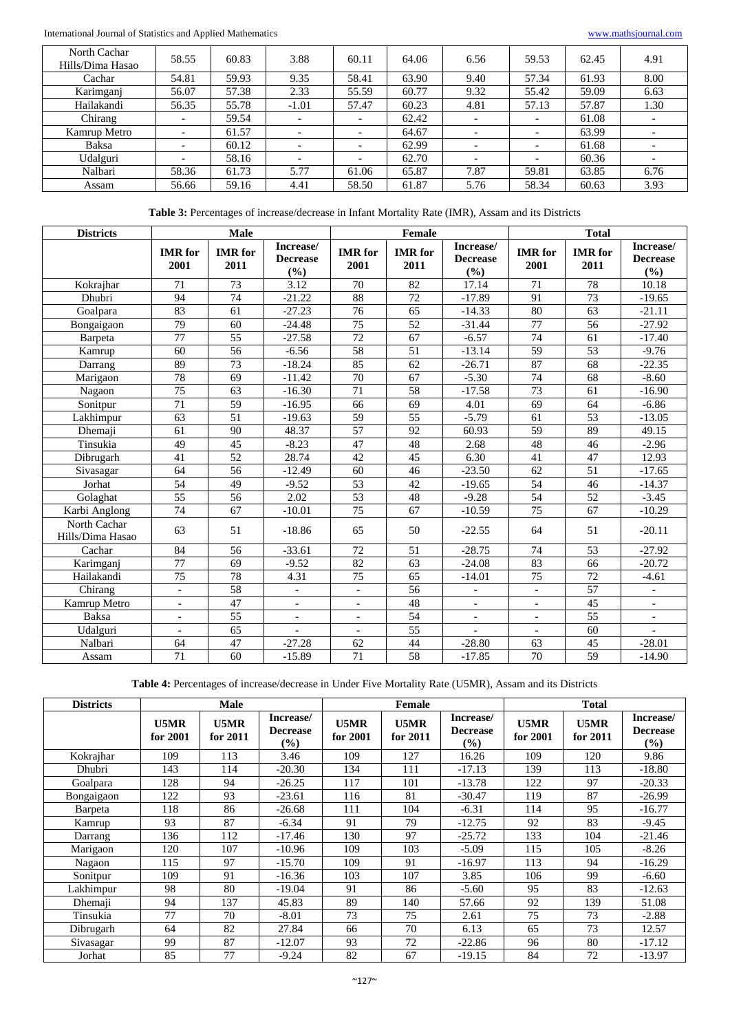| North Cachar Hills/Dima Hasao | 58.55 | 60.83 | 3.88 | 60.11 | 64.06 | 6.56 | 59.53 | 62.45 | 4.91 |
|---|---|---|---|---|---|---|---|---|---|
| Cachar | 54.81 | 59.93 | 9.35 | 58.41 | 63.90 | 9.40 | 57.34 | 61.93 | 8.00 |
| Karimganj | 56.07 | 57.38 | 2.33 | 55.59 | 60.77 | 9.32 | 55.42 | 59.09 | 6.63 |
| Hailakandi | 56.35 | 55.78 | -1.01 | 57.47 | 60.23 | 4.81 | 57.13 | 57.87 | 1.30 |
| Chirang | - | 59.54 | - | - | 62.42 | - | - | 61.08 | - |
| Kamrup Metro | - | 61.57 | - | - | 64.67 | - | - | 63.99 | - |
| Baksa | - | 60.12 | - | - | 62.99 | - | - | 61.68 | - |
| Udalguri | - | 58.16 | - | - | 62.70 | - | - | 60.36 | - |
| Nalbari | 58.36 | 61.73 | 5.77 | 61.06 | 65.87 | 7.87 | 59.81 | 63.85 | 6.76 |
| Assam | 56.66 | 59.16 | 4.41 | 58.50 | 61.87 | 5.76 | 58.34 | 60.63 | 3.93 |

**Table 3:** Percentages of increase/decrease in Infant Mortality Rate (IMR), Assam and its Districts

| Districts | Male | | | Female | | | Total | | |
|---|---|---|---|---|---|---|---|---|---|
| | IMR for 2001 | IMR for 2011 | Increase/ Decrease (%) | IMR for 2001 | IMR for 2011 | Increase/ Decrease (%) | IMR for 2001 | IMR for 2011 | Increase/ Decrease (%) |
| Kokrajhar | 71 | 73 | 3.12 | 70 | 82 | 17.14 | 71 | 78 | 10.18 |
| Dhubri | 94 | 74 | -21.22 | 88 | 72 | -17.89 | 91 | 73 | -19.65 |
| Goalpara | 83 | 61 | -27.23 | 76 | 65 | -14.33 | 80 | 63 | -21.11 |
| Bongaigaon | 79 | 60 | -24.48 | 75 | 52 | -31.44 | 77 | 56 | -27.92 |
| Barpeta | 77 | 55 | -27.58 | 72 | 67 | -6.57 | 74 | 61 | -17.40 |
| Kamrup | 60 | 56 | -6.56 | 58 | 51 | -13.14 | 59 | 53 | -9.76 |
| Darrang | 89 | 73 | -18.24 | 85 | 62 | -26.71 | 87 | 68 | -22.35 |
| Marigaon | 78 | 69 | -11.42 | 70 | 67 | -5.30 | 74 | 68 | -8.60 |
| Nagaon | 75 | 63 | -16.30 | 71 | 58 | -17.58 | 73 | 61 | -16.90 |
| Sonitpur | 71 | 59 | -16.95 | 66 | 69 | 4.01 | 69 | 64 | -6.86 |
| Lakhimpur | 63 | 51 | -19.63 | 59 | 55 | -5.79 | 61 | 53 | -13.05 |
| Dhemaji | 61 | 90 | 48.37 | 57 | 92 | 60.93 | 59 | 89 | 49.15 |
| Tinsukia | 49 | 45 | -8.23 | 47 | 48 | 2.68 | 48 | 46 | -2.96 |
| Dibrugarh | 41 | 52 | 28.74 | 42 | 45 | 6.30 | 41 | 47 | 12.93 |
| Sivasagar | 64 | 56 | -12.49 | 60 | 46 | -23.50 | 62 | 51 | -17.65 |
| Jorhat | 54 | 49 | -9.52 | 53 | 42 | -19.65 | 54 | 46 | -14.37 |
| Golaghat | 55 | 56 | 2.02 | 53 | 48 | -9.28 | 54 | 52 | -3.45 |
| Karbi Anglong | 74 | 67 | -10.01 | 75 | 67 | -10.59 | 75 | 67 | -10.29 |
| North Cachar Hills/Dima Hasao | 63 | 51 | -18.86 | 65 | 50 | -22.55 | 64 | 51 | -20.11 |
| Cachar | 84 | 56 | -33.61 | 72 | 51 | -28.75 | 74 | 53 | -27.92 |
| Karimganj | 77 | 69 | -9.52 | 82 | 63 | -24.08 | 83 | 66 | -20.72 |
| Hailakandi | 75 | 78 | 4.31 | 75 | 65 | -14.01 | 75 | 72 | -4.61 |
| Chirang | - | 58 | - | - | 56 | - | - | 57 | - |
| Kamrup Metro | - | 47 | - | - | 48 | - | - | 45 | - |
| Baksa | - | 55 | - | - | 54 | - | - | 55 | - |
| Udalguri | - | 65 | - | - | 55 | - | - | 60 | - |
| Nalbari | 64 | 47 | -27.28 | 62 | 44 | -28.80 | 63 | 45 | -28.01 |
| Assam | 71 | 60 | -15.89 | 71 | 58 | -17.85 | 70 | 59 | -14.90 |

**Table 4:** Percentages of increase/decrease in Under Five Mortality Rate (U5MR), Assam and its Districts

| Districts | Male | | | Female | | | Total | | |
|---|---|---|---|---|---|---|---|---|---|
| | U5MR for 2001 | U5MR for 2011 | Increase/ Decrease (%) | U5MR for 2001 | U5MR for 2011 | Increase/ Decrease (%) | U5MR for 2001 | U5MR for 2011 | Increase/ Decrease (%) |
| Kokrajhar | 109 | 113 | 3.46 | 109 | 127 | 16.26 | 109 | 120 | 9.86 |
| Dhubri | 143 | 114 | -20.30 | 134 | 111 | -17.13 | 139 | 113 | -18.80 |
| Goalpara | 128 | 94 | -26.25 | 117 | 101 | -13.78 | 122 | 97 | -20.33 |
| Bongaigaon | 122 | 93 | -23.61 | 116 | 81 | -30.47 | 119 | 87 | -26.99 |
| Barpeta | 118 | 86 | -26.68 | 111 | 104 | -6.31 | 114 | 95 | -16.77 |
| Kamrup | 93 | 87 | -6.34 | 91 | 79 | -12.75 | 92 | 83 | -9.45 |
| Darrang | 136 | 112 | -17.46 | 130 | 97 | -25.72 | 133 | 104 | -21.46 |
| Marigaon | 120 | 107 | -10.96 | 109 | 103 | -5.09 | 115 | 105 | -8.26 |
| Nagaon | 115 | 97 | -15.70 | 109 | 91 | -16.97 | 113 | 94 | -16.29 |
| Sonitpur | 109 | 91 | -16.36 | 103 | 107 | 3.85 | 106 | 99 | -6.60 |
| Lakhimpur | 98 | 80 | -19.04 | 91 | 86 | -5.60 | 95 | 83 | -12.63 |
| Dhemaji | 94 | 137 | 45.83 | 89 | 140 | 57.66 | 92 | 139 | 51.08 |
| Tinsukia | 77 | 70 | -8.01 | 73 | 75 | 2.61 | 75 | 73 | -2.88 |
| Dibrugarh | 64 | 82 | 27.84 | 66 | 70 | 6.13 | 65 | 73 | 12.57 |
| Sivasagar | 99 | 87 | -12.07 | 93 | 72 | -22.86 | 96 | 80 | -17.12 |
| Jorhat | 85 | 77 | -9.24 | 82 | 67 | -19.15 | 84 | 72 | -13.97 |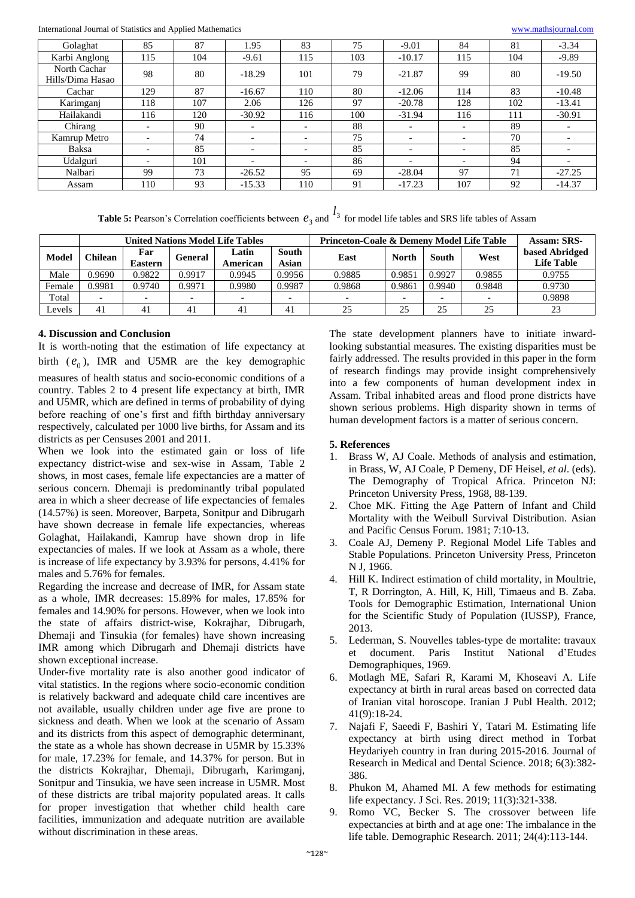| Golaghat | 85 | 87 | 1.95 | 83 | 75 | -9.01 | 84 | 81 | -3.34 |
|---|---|---|---|---|---|---|---|---|---|
| Karbi Anglong | 115 | 104 | -9.61 | 115 | 103 | -10.17 | 115 | 104 | -9.89 |
| North Cachar Hills/Dima Hasao | 98 | 80 | -18.29 | 101 | 79 | -21.87 | 99 | 80 | -19.50 |
| Cachar | 129 | 87 | -16.67 | 110 | 80 | -12.06 | 114 | 83 | -10.48 |
| Karimganj | 118 | 107 | 2.06 | 126 | 97 | -20.78 | 128 | 102 | -13.41 |
| Hailakandi | 116 | 120 | -30.92 | 116 | 100 | -31.94 | 116 | 111 | -30.91 |
| Chirang | - | 90 | - | - | 88 | - | - | 89 | - |
| Kamrup Metro | - | 74 | - | - | 75 | - | - | 70 | - |
| Baksa | - | 85 | - | - | 85 | - | - | 85 | - |
| Udalguri | - | 101 | - | - | 86 | - | - | 94 | - |
| Nalbari | 99 | 73 | -26.52 | 95 | 69 | -28.04 | 97 | 71 | -27.25 |
| Assam | 110 | 93 | -15.33 | 110 | 91 | -17.23 | 107 | 92 | -14.37 |

**Table 5:** Pearson's Correlation coefficients between $e_3$ and $l_3$ for model life tables and SRS life tables of Assam

| | United Nations Model Life Tables | | | | | Princeton-Coale & Demeny Model Life Table | | | | Assam: SRS-based Abridged Life Table |
|---|---|---|---|---|---|---|---|---|---|---|
| Model | Chilean | Far Eastern | General | Latin American | South Asian | East | North | South | West | |
| Male | 0.9690 | 0.9822 | 0.9917 | 0.9945 | 0.9956 | 0.9885 | 0.9851 | 0.9927 | 0.9855 | 0.9755 |
| Female | 0.9981 | 0.9740 | 0.9971 | 0.9980 | 0.9987 | 0.9868 | 0.9861 | 0.9940 | 0.9848 | 0.9730 |
| Total | - | - | - | - | - | - | - | - | - | 0.9898 |
| Levels | 41 | 41 | 41 | 41 | 41 | 25 | 25 | 25 | 25 | 23 |

## 4. Discussion and Conclusion

It is worth-noting that the estimation of life expectancy at birth ($e_0$), IMR and U5MR are the key demographic measures of health status and socio-economic conditions of a country. Tables 2 to 4 present life expectancy at birth, IMR and U5MR, which are defined in terms of probability of dying before reaching of one's first and fifth birthday anniversary respectively, calculated per 1000 live births, for Assam and its districts as per Censuses 2001 and 2011.

When we look into the estimated gain or loss of life expectancy district-wise and sex-wise in Assam, Table 2 shows, in most cases, female life expectancies are a matter of serious concern. Dhemaji is predominantly tribal populated area in which a sheer decrease of life expectancies of females (14.57%) is seen. Moreover, Barpeta, Sonitpur and Dibrugarh have shown decrease in female life expectancies, whereas Golaghat, Hailakandi, Kamrup have shown drop in life expectancies of males. If we look at Assam as a whole, there is increase of life expectancy by 3.93% for persons, 4.41% for males and 5.76% for females.

Regarding the increase and decrease of IMR, for Assam state as a whole, IMR decreases: 15.89% for males, 17.85% for females and 14.90% for persons. However, when we look into the state of affairs district-wise, Kokrajhar, Dibrugarh, Dhemaji and Tinsukia (for females) have shown increasing IMR among which Dibrugarh and Dhemaji districts have shown exceptional increase.

Under-five mortality rate is also another good indicator of vital statistics. In the regions where socio-economic condition is relatively backward and adequate child care incentives are not available, usually children under age five are prone to sickness and death. When we look at the scenario of Assam and its districts from this aspect of demographic determinant, the state as a whole has shown decrease in U5MR by 15.33% for male, 17.23% for female, and 14.37% for person. But in the districts Kokrajhar, Dhemaji, Dibrugarh, Karimganj, Sonitpur and Tinsukia, we have seen increase in U5MR. Most of these districts are tribal majority populated areas. It calls for proper investigation that whether child health care facilities, immunization and adequate nutrition are available without discrimination in these areas.

The state development planners have to initiate inward-looking substantial measures. The existing disparities must be fairly addressed. The results provided in this paper in the form of research findings may provide insight comprehensively into a few components of human development index in Assam. Tribal inhabited areas and flood prone districts have shown serious problems. High disparity shown in terms of human development factors is a matter of serious concern.

## 5. References

1. Brass W, AJ Coale. Methods of analysis and estimation, in Brass, W, AJ Coale, P Demeny, DF Heisel, *et al*. (eds). The Demography of Tropical Africa. Princeton NJ: Princeton University Press, 1968, 88-139.
2. Choe MK. Fitting the Age Pattern of Infant and Child Mortality with the Weibull Survival Distribution. Asian and Pacific Census Forum. 1981; 7:10-13.
3. Coale AJ, Demeny P. Regional Model Life Tables and Stable Populations. Princeton University Press, Princeton N J, 1966.
4. Hill K. Indirect estimation of child mortality, in Moultrie, T, R Dorrington, A. Hill, K, Hill, Timaeus and B. Zaba. Tools for Demographic Estimation, International Union for the Scientific Study of Population (IUSSP), France, 2013.
5. Lederman, S. Nouvelles tables-type de mortalite: travaux et document. Paris Institut National d'Etudes Demographiques, 1969.
6. Motlagh ME, Safari R, Karami M, Khoseavi A. Life expectancy at birth in rural areas based on corrected data of Iranian vital horoscope. Iranian J Publ Health. 2012; 41(9):18-24.
7. Najafi F, Saeedi F, Bashiri Y, Tatari M. Estimating life expectancy at birth using direct method in Torbat Heydariyeh country in Iran during 2015-2016. Journal of Research in Medical and Dental Science. 2018; 6(3):382-386.
8. Phukon M, Ahamed MI. A few methods for estimating life expectancy. J Sci. Res. 2019; 11(3):321-338.
9. Romo VC, Becker S. The crossover between life expectancies at birth and at age one: The imbalance in the life table. Demographic Research. 2011; 24(4):113-144.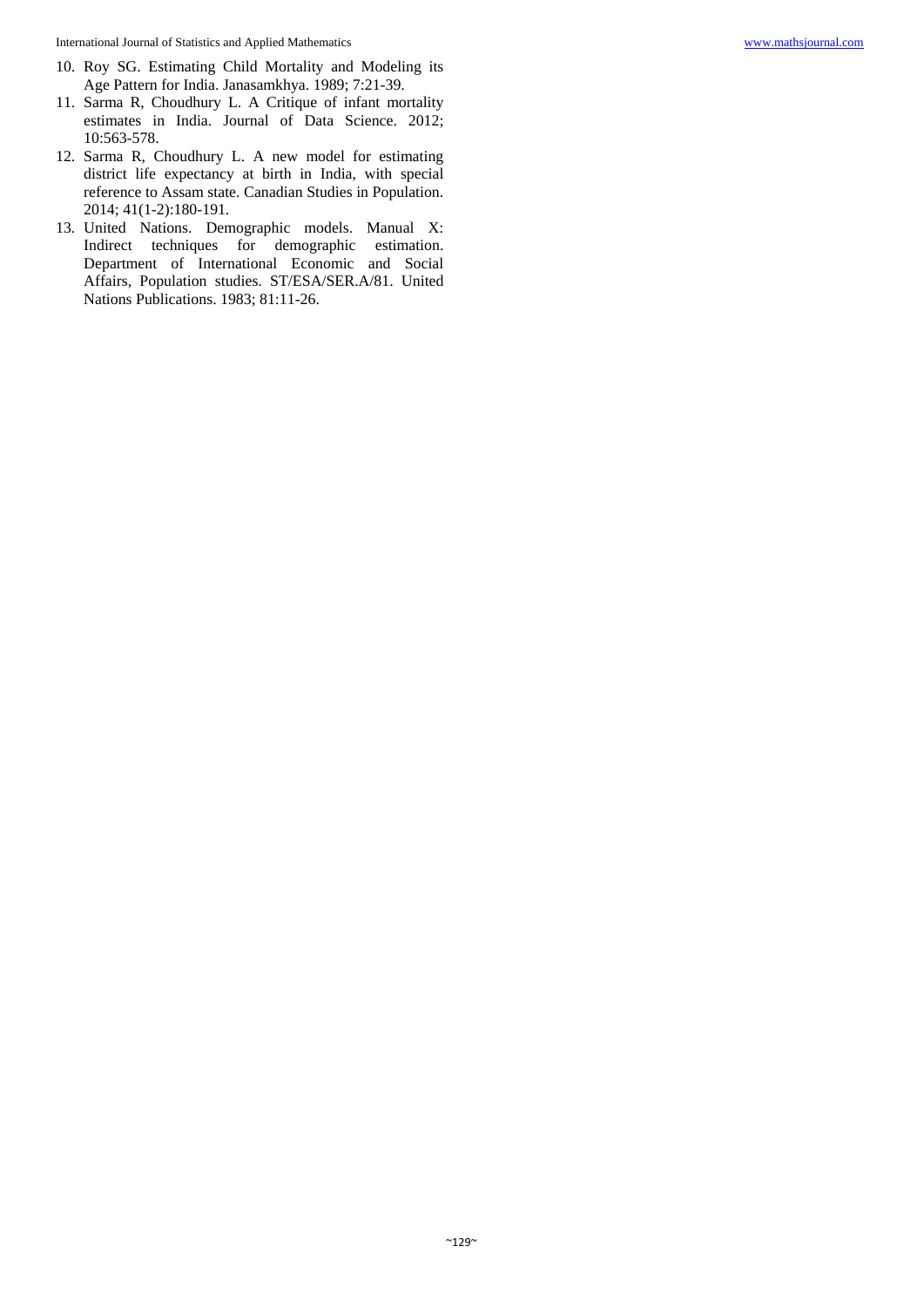10. Roy SG. Estimating Child Mortality and Modeling its Age Pattern for India. Janasamkhya. 1989; 7:21-39.
11. Sarma R, Choudhury L. A Critique of infant mortality estimates in India. Journal of Data Science. 2012; 10:563-578.
12. Sarma R, Choudhury L. A new model for estimating district life expectancy at birth in India, with special reference to Assam state. Canadian Studies in Population. 2014; 41(1-2):180-191.
13. United Nations. Demographic models. Manual X: Indirect techniques for demographic estimation. Department of International Economic and Social Affairs, Population studies. ST/ESA/SER.A/81. United Nations Publications. 1983; 81:11-26.